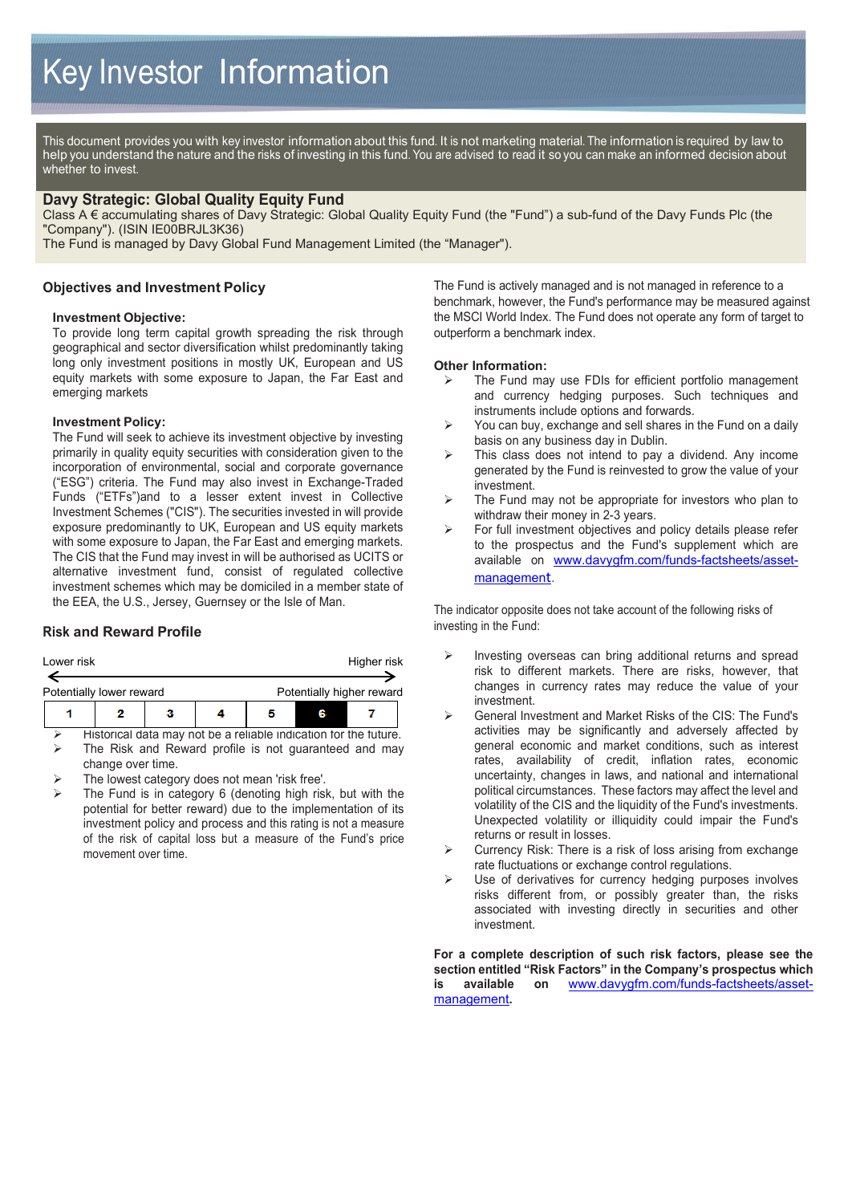# Key Investor Information

This document provides you with key investor information about this fund. It is not marketing material. The information is required by law to help you understand the nature and the risks of investing in this fund. You are advised to read it so you can make an informed decision about whether to invest.

## Davy Strategic: Global Quality Equity Fund

Class A € accumulating shares of Davy Strategic: Global Quality Equity Fund (the "Fund") a sub-fund of the Davy Funds Plc (the "Company"). (ISIN IE00BRJL3K36)

The Fund is managed by Davy Global Fund Management Limited (the "Manager").

## Objectives and Investment Policy

**Investment Objective:**

To provide long term capital growth spreading the risk through geographical and sector diversification whilst predominantly taking long only investment positions in mostly UK, European and US equity markets with some exposure to Japan, the Far East and emerging markets

**Investment Policy:**

The Fund will seek to achieve its investment objective by investing primarily in quality equity securities with consideration given to the incorporation of environmental, social and corporate governance ("ESG") criteria. The Fund may also invest in Exchange-Traded Funds ("ETFs")and to a lesser extent invest in Collective Investment Schemes ("CIS"). The securities invested in will provide exposure predominantly to UK, European and US equity markets with some exposure to Japan, the Far East and emerging markets. The CIS that the Fund may invest in will be authorised as UCITS or alternative investment fund, consist of regulated collective investment schemes which may be domiciled in a member state of the EEA, the U.S., Jersey, Guernsey or the Isle of Man.

The Fund is actively managed and is not managed in reference to a benchmark, however, the Fund's performance may be measured against the MSCI World Index. The Fund does not operate any form of target to outperform a benchmark index.

**Other Information:**

- The Fund may use FDIs for efficient portfolio management and currency hedging purposes. Such techniques and instruments include options and forwards.
- You can buy, exchange and sell shares in the Fund on a daily basis on any business day in Dublin.
- This class does not intend to pay a dividend. Any income generated by the Fund is reinvested to grow the value of your investment.
- The Fund may not be appropriate for investors who plan to withdraw their money in 2-3 years.
- For full investment objectives and policy details please refer to the prospectus and the Fund's supplement which are available on www.davygfm.com/funds-factsheets/asset-management.

## Risk and Reward Profile

Lower risk ← → Higher risk

Potentially lower reward — Potentially higher reward

| 1 | 2 | 3 | 4 | 5 | **6** | 7 |
|---|---|---|---|---|---|---|

- Historical data may not be a reliable indication for the future.
- The Risk and Reward profile is not guaranteed and may change over time.
- The lowest category does not mean 'risk free'.
- The Fund is in category 6 (denoting high risk, but with the potential for better reward) due to the implementation of its investment policy and process and this rating is not a measure of the risk of capital loss but a measure of the Fund's price movement over time.

The indicator opposite does not take account of the following risks of investing in the Fund:

- Investing overseas can bring additional returns and spread risk to different markets. There are risks, however, that changes in currency rates may reduce the value of your investment.
- General Investment and Market Risks of the CIS: The Fund's activities may be significantly and adversely affected by general economic and market conditions, such as interest rates, availability of credit, inflation rates, economic uncertainty, changes in laws, and national and international political circumstances. These factors may affect the level and volatility of the CIS and the liquidity of the Fund's investments. Unexpected volatility or illiquidity could impair the Fund's returns or result in losses.
- Currency Risk: There is a risk of loss arising from exchange rate fluctuations or exchange control regulations.
- Use of derivatives for currency hedging purposes involves risks different from, or possibly greater than, the risks associated with investing directly in securities and other investment.

**For a complete description of such risk factors, please see the section entitled "Risk Factors" in the Company's prospectus which is available on www.davygfm.com/funds-factsheets/asset-management.**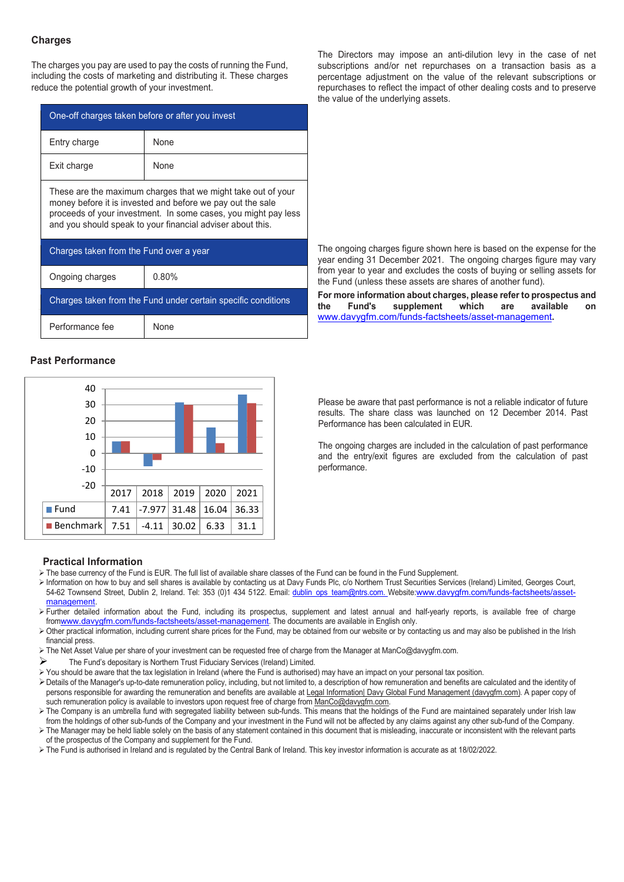## Charges

The charges you pay are used to pay the costs of running the Fund, including the costs of marketing and distributing it. These charges reduce the potential growth of your investment.

| One-off charges taken before or after you invest | |
|---|---|
| Entry charge | None |
| Exit charge | None |
| These are the maximum charges that we might take out of your money before it is invested and before we pay out the sale proceeds of your investment. In some cases, you might pay less and you should speak to your financial adviser about this. | |
| **Charges taken from the Fund over a year** | |
| Ongoing charges | 0.80% |
| **Charges taken from the Fund under certain specific conditions** | |
| Performance fee | None |

The Directors may impose an anti-dilution levy in the case of net subscriptions and/or net repurchases on a transaction basis as a percentage adjustment on the value of the relevant subscriptions or repurchases to reflect the impact of other dealing costs and to preserve the value of the underlying assets.

The ongoing charges figure shown here is based on the expense for the year ending 31 December 2021. The ongoing charges figure may vary from year to year and excludes the costs of buying or selling assets for the Fund (unless these assets are shares of another fund).

**For more information about charges, please refer to prospectus and the Fund's supplement which are available on www.davygfm.com/funds-factsheets/asset-management.**

## Past Performance

40
30
20
10
0
-10
-20

2017 2018 2019 2020 2021

Fund 7.41 -7.977 31.48 16.04 36.33

Benchmark 7.51 -4.11 30.02 6.33 31.1

Please be aware that past performance is not a reliable indicator of future results. The share class was launched on 12 December 2014. Past Performance has been calculated in EUR.

The ongoing charges are included in the calculation of past performance and the entry/exit figures are excluded from the calculation of past performance.

## Practical Information

- The base currency of the Fund is EUR. The full list of available share classes of the Fund can be found in the Fund Supplement.
- Information on how to buy and sell shares is available by contacting us at Davy Funds Plc, c/o Northern Trust Securities Services (Ireland) Limited, Georges Court, 54-62 Townsend Street, Dublin 2, Ireland. Tel: 353 (0)1 434 5122. Email: dublin_ops_team@ntrs.com. Website:www.davygfm.com/funds-factsheets/asset-management.
- Further detailed information about the Fund, including its prospectus, supplement and latest annual and half-yearly reports, is available free of charge fromwww.davygfm.com/funds-factsheets/asset-management. The documents are available in English only.
- Other practical information, including current share prices for the Fund, may be obtained from our website or by contacting us and may also be published in the Irish financial press.
- The Net Asset Value per share of your investment can be requested free of charge from the Manager at ManCo@davygfm.com.
- The Fund's depositary is Northern Trust Fiduciary Services (Ireland) Limited.
- You should be aware that the tax legislation in Ireland (where the Fund is authorised) may have an impact on your personal tax position.
- Details of the Manager's up-to-date remuneration policy, including, but not limited to, a description of how remuneration and benefits are calculated and the identity of persons responsible for awarding the remuneration and benefits are available at Legal Information| Davy Global Fund Management (davygfm.com). A paper copy of such remuneration policy is available to investors upon request free of charge from ManCo@davygfm.com.
- The Company is an umbrella fund with segregated liability between sub-funds. This means that the holdings of the Fund are maintained separately under Irish law from the holdings of other sub-funds of the Company and your investment in the Fund will not be affected by any claims against any other sub-fund of the Company.
- The Manager may be held liable solely on the basis of any statement contained in this document that is misleading, inaccurate or inconsistent with the relevant parts of the prospectus of the Company and supplement for the Fund.
- The Fund is authorised in Ireland and is regulated by the Central Bank of Ireland. This key investor information is accurate as at 18/02/2022.